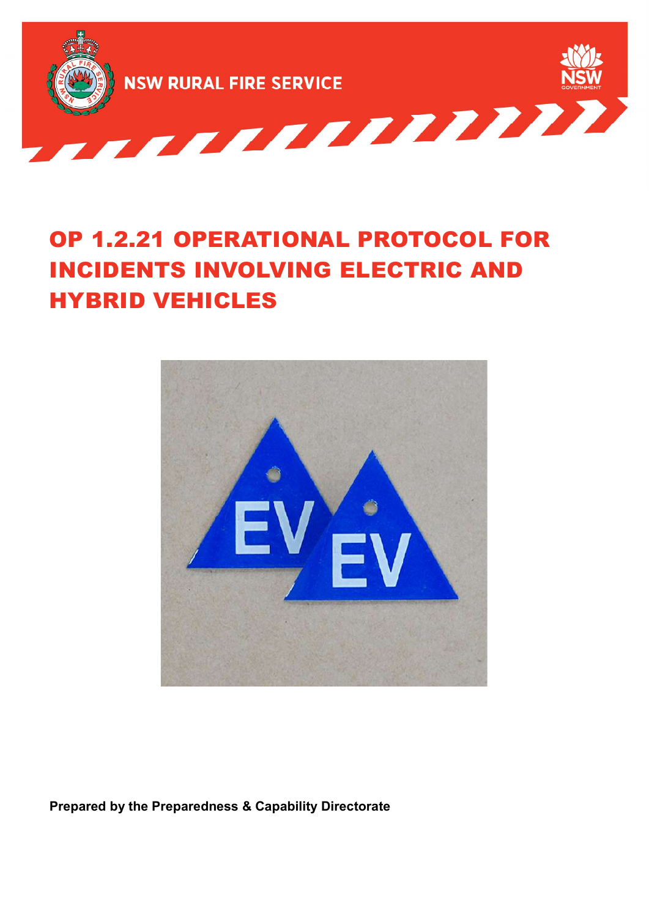NSW RURAL FIRE SERVICE

# OP 1.2.21 OPERATIONAL PROTOCOL FOR INCIDENTS INVOLVING ELECTRIC AND HYBRID VEHICLES

**Prepared by the Preparedness & Capability Directorate**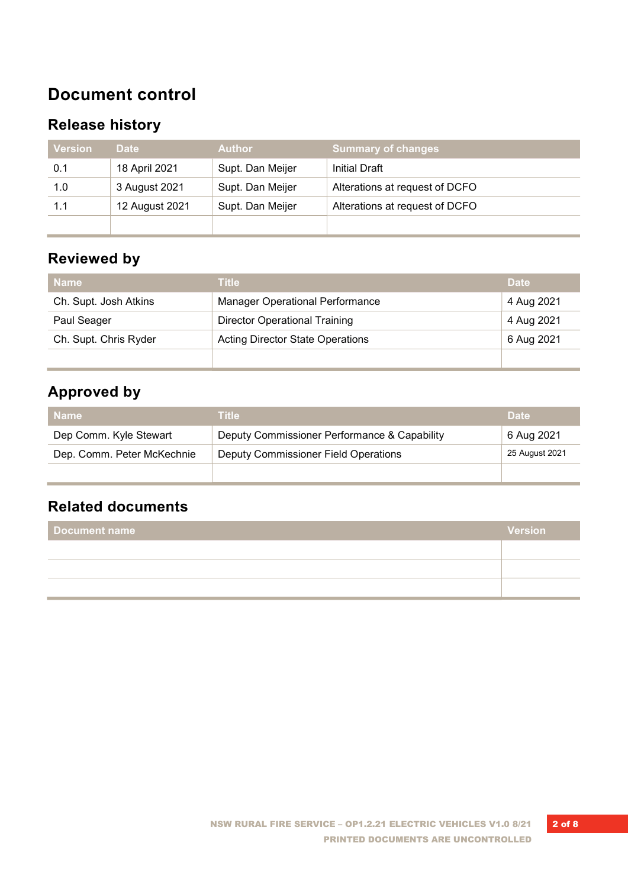# Document control

## Release history

| Version | Date | Author | Summary of changes |
| --- | --- | --- | --- |
| 0.1 | 18 April 2021 | Supt. Dan Meijer | Initial Draft |
| 1.0 | 3 August 2021 | Supt. Dan Meijer | Alterations at request of DCFO |
| 1.1 | 12 August 2021 | Supt. Dan Meijer | Alterations at request of DCFO |
| | | | |

## Reviewed by

| Name | Title | Date |
| --- | --- | --- |
| Ch. Supt. Josh Atkins | Manager Operational Performance | 4 Aug 2021 |
| Paul Seager | Director Operational Training | 4 Aug 2021 |
| Ch. Supt. Chris Ryder | Acting Director State Operations | 6 Aug 2021 |
| | | |

## Approved by

| Name | Title | Date |
| --- | --- | --- |
| Dep Comm. Kyle Stewart | Deputy Commissioner Performance & Capability | 6 Aug 2021 |
| Dep. Comm. Peter McKechnie | Deputy Commissioner Field Operations | 25 August 2021 |
| | | |

## Related documents

| Document name | Version |
| --- | --- |
| | |
| | |
| | |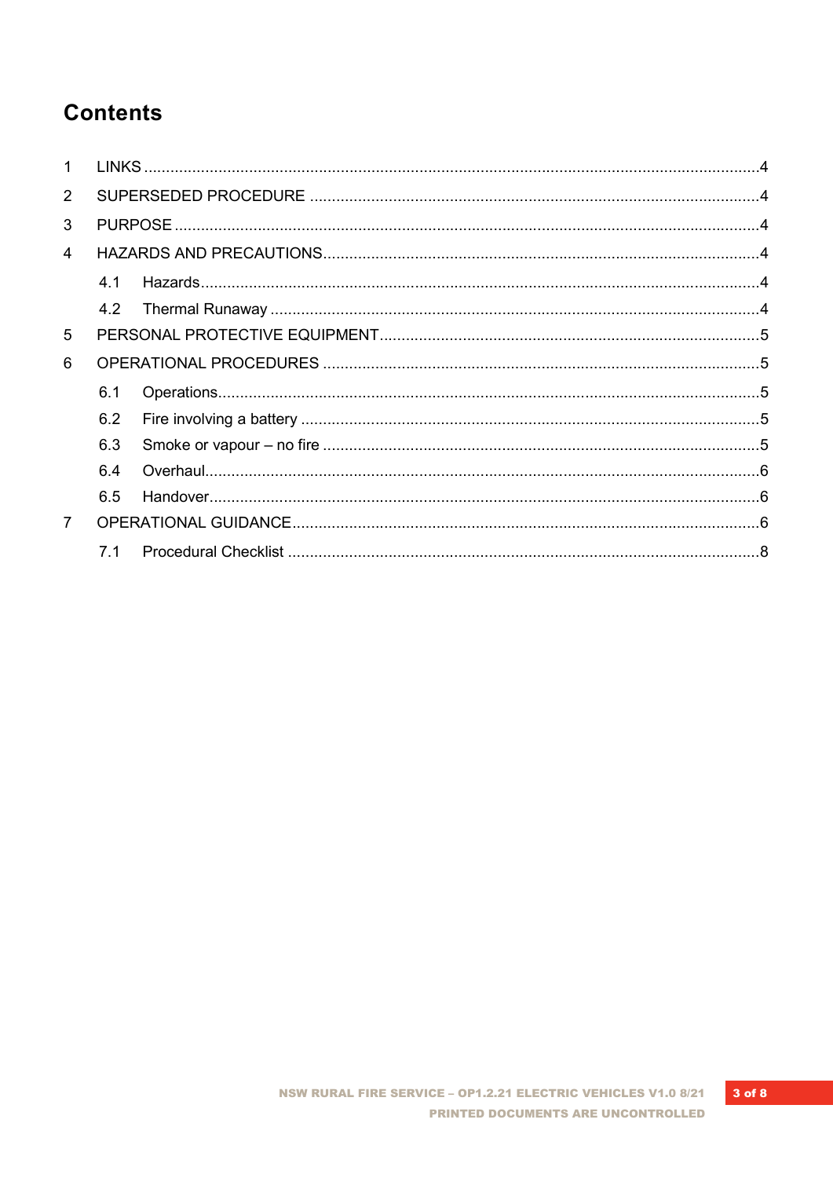# Contents

1 LINKS ........................................................................................................................................4

2 SUPERSEDED PROCEDURE ....................................................................................................4

3 PURPOSE ...................................................................................................................................4

4 HAZARDS AND PRECAUTIONS................................................................................................4

  4.1 Hazards.............................................................................................................................4

  4.2 Thermal Runaway .............................................................................................................4

5 PERSONAL PROTECTIVE EQUIPMENT....................................................................................5

6 OPERATIONAL PROCEDURES .................................................................................................5

  6.1 Operations.........................................................................................................................5

  6.2 Fire involving a battery ......................................................................................................5

  6.3 Smoke or vapour – no fire .................................................................................................5

  6.4 Overhaul............................................................................................................................6

  6.5 Handover...........................................................................................................................6

7 OPERATIONAL GUIDANCE........................................................................................................6

  7.1 Procedural Checklist .........................................................................................................8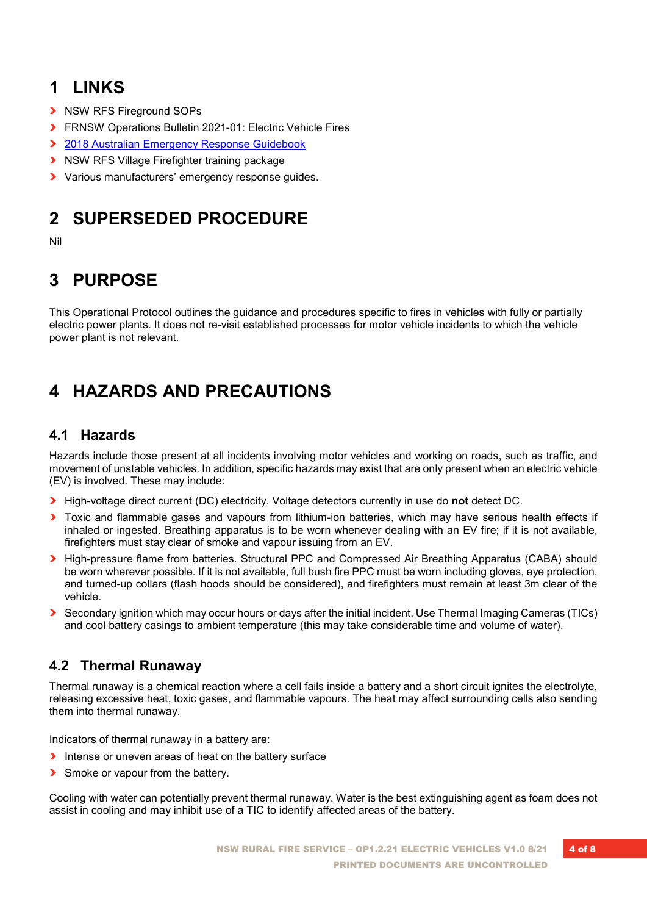# 1 LINKS

- NSW RFS Fireground SOPs
- FRNSW Operations Bulletin 2021-01: Electric Vehicle Fires
- [2018 Australian Emergency Response Guidebook]()
- NSW RFS Village Firefighter training package
- Various manufacturers' emergency response guides.

# 2 SUPERSEDED PROCEDURE

Nil

# 3 PURPOSE

This Operational Protocol outlines the guidance and procedures specific to fires in vehicles with fully or partially electric power plants. It does not re-visit established processes for motor vehicle incidents to which the vehicle power plant is not relevant.

# 4 HAZARDS AND PRECAUTIONS

## 4.1 Hazards

Hazards include those present at all incidents involving motor vehicles and working on roads, such as traffic, and movement of unstable vehicles. In addition, specific hazards may exist that are only present when an electric vehicle (EV) is involved. These may include:

- High-voltage direct current (DC) electricity. Voltage detectors currently in use do **not** detect DC.
- Toxic and flammable gases and vapours from lithium-ion batteries, which may have serious health effects if inhaled or ingested. Breathing apparatus is to be worn whenever dealing with an EV fire; if it is not available, firefighters must stay clear of smoke and vapour issuing from an EV.
- High-pressure flame from batteries. Structural PPC and Compressed Air Breathing Apparatus (CABA) should be worn wherever possible. If it is not available, full bush fire PPC must be worn including gloves, eye protection, and turned-up collars (flash hoods should be considered), and firefighters must remain at least 3m clear of the vehicle.
- Secondary ignition which may occur hours or days after the initial incident. Use Thermal Imaging Cameras (TICs) and cool battery casings to ambient temperature (this may take considerable time and volume of water).

## 4.2 Thermal Runaway

Thermal runaway is a chemical reaction where a cell fails inside a battery and a short circuit ignites the electrolyte, releasing excessive heat, toxic gases, and flammable vapours. The heat may affect surrounding cells also sending them into thermal runaway.

Indicators of thermal runaway in a battery are:

- Intense or uneven areas of heat on the battery surface
- Smoke or vapour from the battery.

Cooling with water can potentially prevent thermal runaway. Water is the best extinguishing agent as foam does not assist in cooling and may inhibit use of a TIC to identify affected areas of the battery.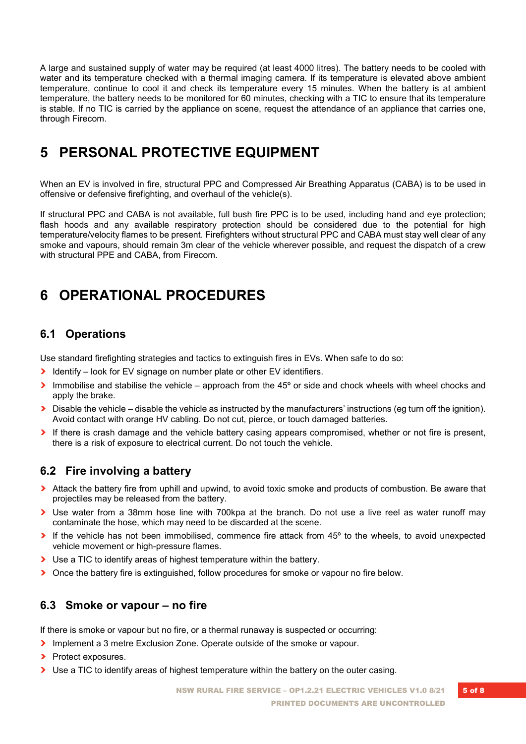A large and sustained supply of water may be required (at least 4000 litres). The battery needs to be cooled with water and its temperature checked with a thermal imaging camera. If its temperature is elevated above ambient temperature, continue to cool it and check its temperature every 15 minutes. When the battery is at ambient temperature, the battery needs to be monitored for 60 minutes, checking with a TIC to ensure that its temperature is stable. If no TIC is carried by the appliance on scene, request the attendance of an appliance that carries one, through Firecom.

# 5 PERSONAL PROTECTIVE EQUIPMENT

When an EV is involved in fire, structural PPC and Compressed Air Breathing Apparatus (CABA) is to be used in offensive or defensive firefighting, and overhaul of the vehicle(s).

If structural PPC and CABA is not available, full bush fire PPC is to be used, including hand and eye protection; flash hoods and any available respiratory protection should be considered due to the potential for high temperature/velocity flames to be present. Firefighters without structural PPC and CABA must stay well clear of any smoke and vapours, should remain 3m clear of the vehicle wherever possible, and request the dispatch of a crew with structural PPE and CABA, from Firecom.

# 6 OPERATIONAL PROCEDURES

## 6.1 Operations

Use standard firefighting strategies and tactics to extinguish fires in EVs. When safe to do so:

- Identify – look for EV signage on number plate or other EV identifiers.
- Immobilise and stabilise the vehicle – approach from the 45º or side and chock wheels with wheel chocks and apply the brake.
- Disable the vehicle – disable the vehicle as instructed by the manufacturers' instructions (eg turn off the ignition). Avoid contact with orange HV cabling. Do not cut, pierce, or touch damaged batteries.
- If there is crash damage and the vehicle battery casing appears compromised, whether or not fire is present, there is a risk of exposure to electrical current. Do not touch the vehicle.

## 6.2 Fire involving a battery

- Attack the battery fire from uphill and upwind, to avoid toxic smoke and products of combustion. Be aware that projectiles may be released from the battery.
- Use water from a 38mm hose line with 700kpa at the branch. Do not use a live reel as water runoff may contaminate the hose, which may need to be discarded at the scene.
- If the vehicle has not been immobilised, commence fire attack from 45º to the wheels, to avoid unexpected vehicle movement or high-pressure flames.
- Use a TIC to identify areas of highest temperature within the battery.
- Once the battery fire is extinguished, follow procedures for smoke or vapour no fire below.

## 6.3 Smoke or vapour – no fire

If there is smoke or vapour but no fire, or a thermal runaway is suspected or occurring:

- Implement a 3 metre Exclusion Zone. Operate outside of the smoke or vapour.
- Protect exposures.
- Use a TIC to identify areas of highest temperature within the battery on the outer casing.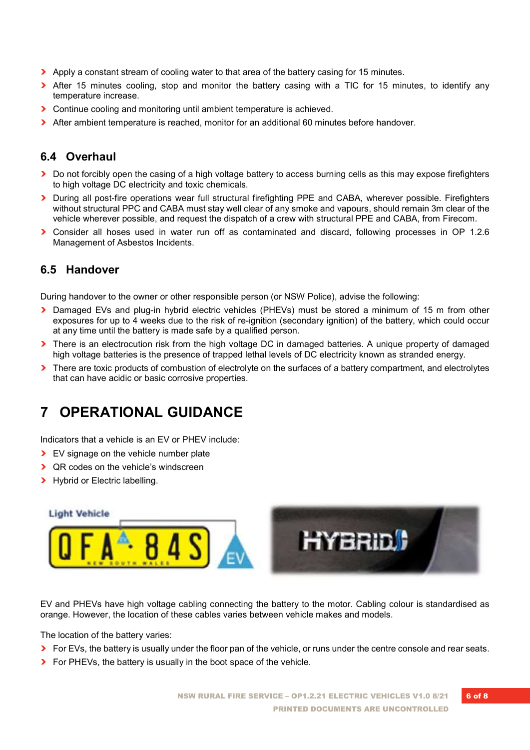- Apply a constant stream of cooling water to that area of the battery casing for 15 minutes.
- After 15 minutes cooling, stop and monitor the battery casing with a TIC for 15 minutes, to identify any temperature increase.
- Continue cooling and monitoring until ambient temperature is achieved.
- After ambient temperature is reached, monitor for an additional 60 minutes before handover.

### 6.4 Overhaul

- Do not forcibly open the casing of a high voltage battery to access burning cells as this may expose firefighters to high voltage DC electricity and toxic chemicals.
- During all post-fire operations wear full structural firefighting PPE and CABA, wherever possible. Firefighters without structural PPC and CABA must stay well clear of any smoke and vapours, should remain 3m clear of the vehicle wherever possible, and request the dispatch of a crew with structural PPE and CABA, from Firecom.
- Consider all hoses used in water run off as contaminated and discard, following processes in OP 1.2.6 Management of Asbestos Incidents.

### 6.5 Handover

During handover to the owner or other responsible person (or NSW Police), advise the following:

- Damaged EVs and plug-in hybrid electric vehicles (PHEVs) must be stored a minimum of 15 m from other exposures for up to 4 weeks due to the risk of re-ignition (secondary ignition) of the battery, which could occur at any time until the battery is made safe by a qualified person.
- There is an electrocution risk from the high voltage DC in damaged batteries. A unique property of damaged high voltage batteries is the presence of trapped lethal levels of DC electricity known as stranded energy.
- There are toxic products of combustion of electrolyte on the surfaces of a battery compartment, and electrolytes that can have acidic or basic corrosive properties.

## 7 OPERATIONAL GUIDANCE

Indicators that a vehicle is an EV or PHEV include:

- EV signage on the vehicle number plate
- QR codes on the vehicle's windscreen
- Hybrid or Electric labelling.

Light Vehicle

EV and PHEVs have high voltage cabling connecting the battery to the motor. Cabling colour is standardised as orange. However, the location of these cables varies between vehicle makes and models.

The location of the battery varies:

- For EVs, the battery is usually under the floor pan of the vehicle, or runs under the centre console and rear seats.
- For PHEVs, the battery is usually in the boot space of the vehicle.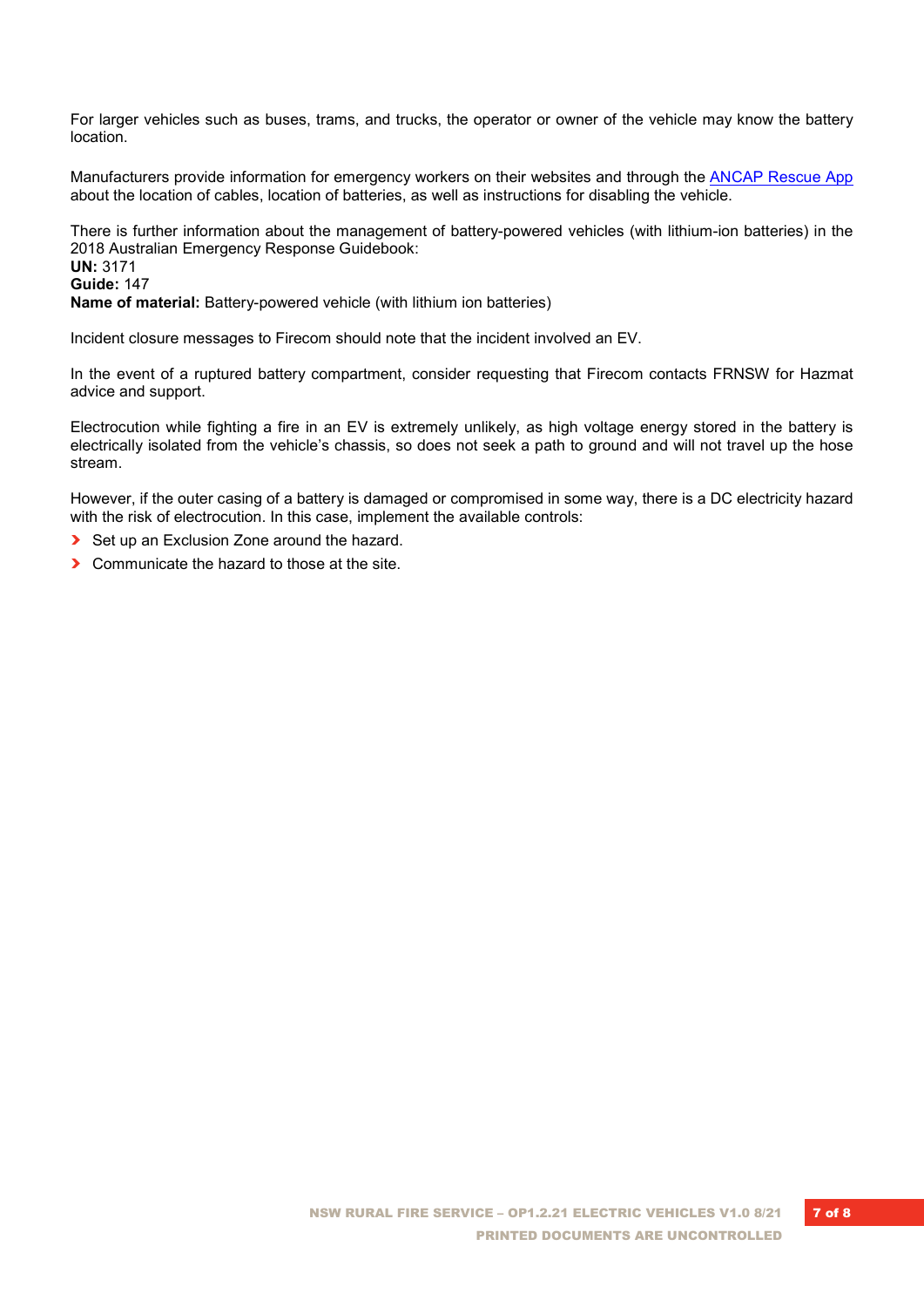For larger vehicles such as buses, trams, and trucks, the operator or owner of the vehicle may know the battery location.

Manufacturers provide information for emergency workers on their websites and through the [ANCAP Rescue App](ANCAP Rescue App) about the location of cables, location of batteries, as well as instructions for disabling the vehicle.

There is further information about the management of battery-powered vehicles (with lithium-ion batteries) in the 2018 Australian Emergency Response Guidebook:
**UN:** 3171
**Guide:** 147
**Name of material:** Battery-powered vehicle (with lithium ion batteries)

Incident closure messages to Firecom should note that the incident involved an EV.

In the event of a ruptured battery compartment, consider requesting that Firecom contacts FRNSW for Hazmat advice and support.

Electrocution while fighting a fire in an EV is extremely unlikely, as high voltage energy stored in the battery is electrically isolated from the vehicle's chassis, so does not seek a path to ground and will not travel up the hose stream.

However, if the outer casing of a battery is damaged or compromised in some way, there is a DC electricity hazard with the risk of electrocution. In this case, implement the available controls:

- Set up an Exclusion Zone around the hazard.
- Communicate the hazard to those at the site.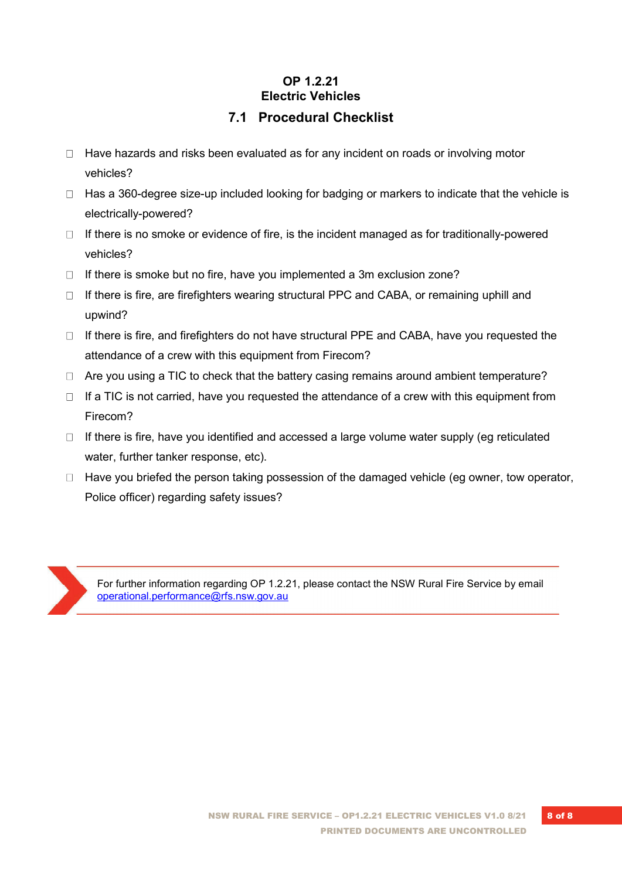**OP 1.2.21**
**Electric Vehicles**

## 7.1 Procedural Checklist

- ☐ Have hazards and risks been evaluated as for any incident on roads or involving motor vehicles?
- ☐ Has a 360-degree size-up included looking for badging or markers to indicate that the vehicle is electrically-powered?
- ☐ If there is no smoke or evidence of fire, is the incident managed as for traditionally-powered vehicles?
- ☐ If there is smoke but no fire, have you implemented a 3m exclusion zone?
- ☐ If there is fire, are firefighters wearing structural PPC and CABA, or remaining uphill and upwind?
- ☐ If there is fire, and firefighters do not have structural PPE and CABA, have you requested the attendance of a crew with this equipment from Firecom?
- ☐ Are you using a TIC to check that the battery casing remains around ambient temperature?
- ☐ If a TIC is not carried, have you requested the attendance of a crew with this equipment from Firecom?
- ☐ If there is fire, have you identified and accessed a large volume water supply (eg reticulated water, further tanker response, etc).
- ☐ Have you briefed the person taking possession of the damaged vehicle (eg owner, tow operator, Police officer) regarding safety issues?

---

For further information regarding OP 1.2.21, please contact the NSW Rural Fire Service by email operational.performance@rfs.nsw.gov.au

---